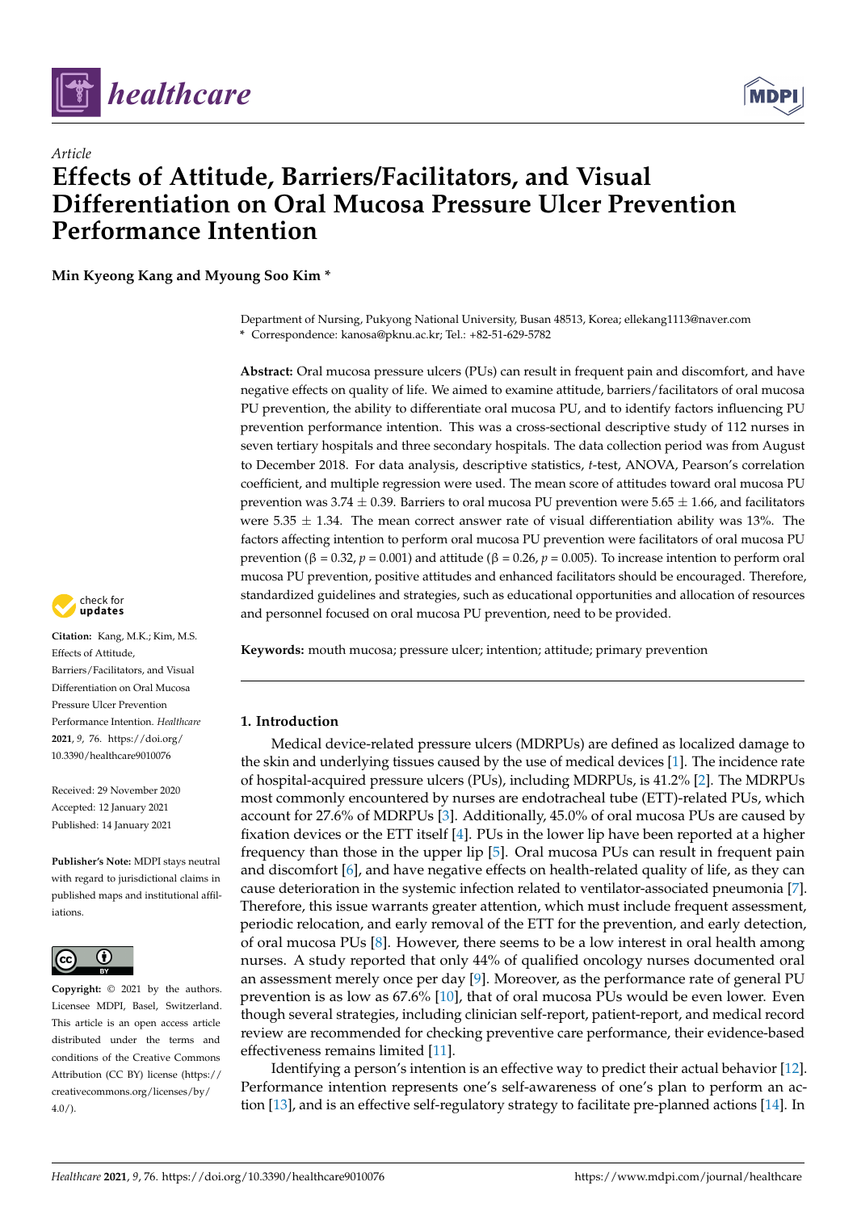*Article*

# Effects of Attitude, Barriers/Facilitators, and Visual Differentiation on Oral Mucosa Pressure Ulcer Prevention Performance Intention

**Min Kyeong Kang and Myoung Soo Kim ***

Department of Nursing, Pukyong National University, Busan 48513, Korea; ellekang1113@naver.com
* Correspondence: kanosa@pknu.ac.kr; Tel.: +82-51-629-5782

**Abstract:** Oral mucosa pressure ulcers (PUs) can result in frequent pain and discomfort, and have negative effects on quality of life. We aimed to examine attitude, barriers/facilitators of oral mucosa PU prevention, the ability to differentiate oral mucosa PU, and to identify factors influencing PU prevention performance intention. This was a cross-sectional descriptive study of 112 nurses in seven tertiary hospitals and three secondary hospitals. The data collection period was from August to December 2018. For data analysis, descriptive statistics, *t*-test, ANOVA, Pearson's correlation coefficient, and multiple regression were used. The mean score of attitudes toward oral mucosa PU prevention was 3.74 ± 0.39. Barriers to oral mucosa PU prevention were 5.65 ± 1.66, and facilitators were 5.35 ± 1.34. The mean correct answer rate of visual differentiation ability was 13%. The factors affecting intention to perform oral mucosa PU prevention were facilitators of oral mucosa PU prevention ($\beta = 0.32$, $p = 0.001$) and attitude ($\beta = 0.26$, $p = 0.005$). To increase intention to perform oral mucosa PU prevention, positive attitudes and enhanced facilitators should be encouraged. Therefore, standardized guidelines and strategies, such as educational opportunities and allocation of resources and personnel focused on oral mucosa PU prevention, need to be provided.

**Keywords:** mouth mucosa; pressure ulcer; intention; attitude; primary prevention

**Citation:** Kang, M.K.; Kim, M.S. Effects of Attitude, Barriers/Facilitators, and Visual Differentiation on Oral Mucosa Pressure Ulcer Prevention Performance Intention. *Healthcare* **2021**, *9*, 76. https://doi.org/10.3390/healthcare9010076

Received: 29 November 2020
Accepted: 12 January 2021
Published: 14 January 2021

**Publisher's Note:** MDPI stays neutral with regard to jurisdictional claims in published maps and institutional affiliations.

**Copyright:** © 2021 by the authors. Licensee MDPI, Basel, Switzerland. This article is an open access article distributed under the terms and conditions of the Creative Commons Attribution (CC BY) license (https://creativecommons.org/licenses/by/4.0/).

## 1. Introduction

Medical device-related pressure ulcers (MDRPUs) are defined as localized damage to the skin and underlying tissues caused by the use of medical devices [1]. The incidence rate of hospital-acquired pressure ulcers (PUs), including MDRPUs, is 41.2% [2]. The MDRPUs most commonly encountered by nurses are endotracheal tube (ETT)-related PUs, which account for 27.6% of MDRPUs [3]. Additionally, 45.0% of oral mucosa PUs are caused by fixation devices or the ETT itself [4]. PUs in the lower lip have been reported at a higher frequency than those in the upper lip [5]. Oral mucosa PUs can result in frequent pain and discomfort [6], and have negative effects on health-related quality of life, as they can cause deterioration in the systemic infection related to ventilator-associated pneumonia [7]. Therefore, this issue warrants greater attention, which must include frequent assessment, periodic relocation, and early removal of the ETT for the prevention, and early detection, of oral mucosa PUs [8]. However, there seems to be a low interest in oral health among nurses. A study reported that only 44% of qualified oncology nurses documented oral an assessment merely once per day [9]. Moreover, as the performance rate of general PU prevention is as low as 67.6% [10], that of oral mucosa PUs would be even lower. Even though several strategies, including clinician self-report, patient-report, and medical record review are recommended for checking preventive care performance, their evidence-based effectiveness remains limited [11].

Identifying a person's intention is an effective way to predict their actual behavior [12]. Performance intention represents one's self-awareness of one's plan to perform an action [13], and is an effective self-regulatory strategy to facilitate pre-planned actions [14]. In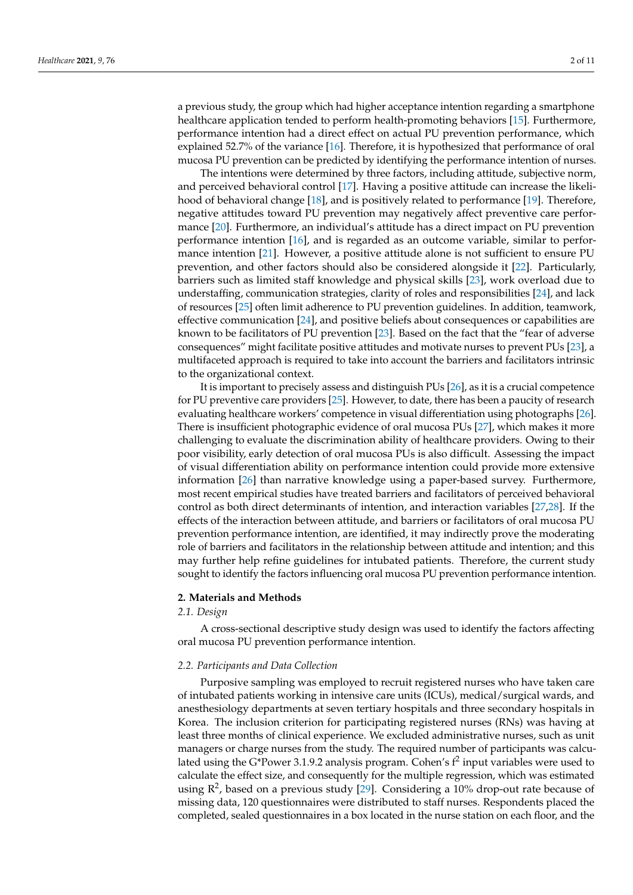a previous study, the group which had higher acceptance intention regarding a smartphone healthcare application tended to perform health-promoting behaviors [15]. Furthermore, performance intention had a direct effect on actual PU prevention performance, which explained 52.7% of the variance [16]. Therefore, it is hypothesized that performance of oral mucosa PU prevention can be predicted by identifying the performance intention of nurses.

The intentions were determined by three factors, including attitude, subjective norm, and perceived behavioral control [17]. Having a positive attitude can increase the likelihood of behavioral change [18], and is positively related to performance [19]. Therefore, negative attitudes toward PU prevention may negatively affect preventive care performance [20]. Furthermore, an individual's attitude has a direct impact on PU prevention performance intention [16], and is regarded as an outcome variable, similar to performance intention [21]. However, a positive attitude alone is not sufficient to ensure PU prevention, and other factors should also be considered alongside it [22]. Particularly, barriers such as limited staff knowledge and physical skills [23], work overload due to understaffing, communication strategies, clarity of roles and responsibilities [24], and lack of resources [25] often limit adherence to PU prevention guidelines. In addition, teamwork, effective communication [24], and positive beliefs about consequences or capabilities are known to be facilitators of PU prevention [23]. Based on the fact that the "fear of adverse consequences" might facilitate positive attitudes and motivate nurses to prevent PUs [23], a multifaceted approach is required to take into account the barriers and facilitators intrinsic to the organizational context.

It is important to precisely assess and distinguish PUs [26], as it is a crucial competence for PU preventive care providers [25]. However, to date, there has been a paucity of research evaluating healthcare workers' competence in visual differentiation using photographs [26]. There is insufficient photographic evidence of oral mucosa PUs [27], which makes it more challenging to evaluate the discrimination ability of healthcare providers. Owing to their poor visibility, early detection of oral mucosa PUs is also difficult. Assessing the impact of visual differentiation ability on performance intention could provide more extensive information [26] than narrative knowledge using a paper-based survey. Furthermore, most recent empirical studies have treated barriers and facilitators of perceived behavioral control as both direct determinants of intention, and interaction variables [27,28]. If the effects of the interaction between attitude, and barriers or facilitators of oral mucosa PU prevention performance intention, are identified, it may indirectly prove the moderating role of barriers and facilitators in the relationship between attitude and intention; and this may further help refine guidelines for intubated patients. Therefore, the current study sought to identify the factors influencing oral mucosa PU prevention performance intention.

## 2. Materials and Methods

### *2.1. Design*

A cross-sectional descriptive study design was used to identify the factors affecting oral mucosa PU prevention performance intention.

### *2.2. Participants and Data Collection*

Purposive sampling was employed to recruit registered nurses who have taken care of intubated patients working in intensive care units (ICUs), medical/surgical wards, and anesthesiology departments at seven tertiary hospitals and three secondary hospitals in Korea. The inclusion criterion for participating registered nurses (RNs) was having at least three months of clinical experience. We excluded administrative nurses, such as unit managers or charge nurses from the study. The required number of participants was calculated using the G*Power 3.1.9.2 analysis program. Cohen's $f^2$ input variables were used to calculate the effect size, and consequently for the multiple regression, which was estimated using $R^2$, based on a previous study [29]. Considering a 10% drop-out rate because of missing data, 120 questionnaires were distributed to staff nurses. Respondents placed the completed, sealed questionnaires in a box located in the nurse station on each floor, and the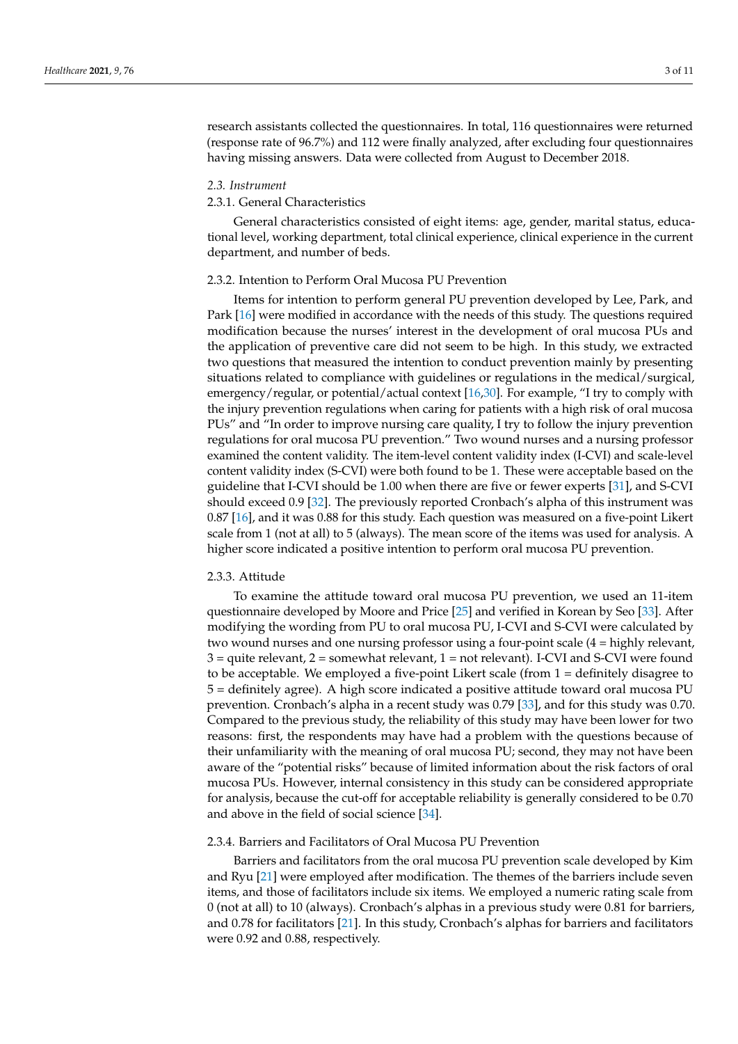research assistants collected the questionnaires. In total, 116 questionnaires were returned (response rate of 96.7%) and 112 were finally analyzed, after excluding four questionnaires having missing answers. Data were collected from August to December 2018.

### *2.3. Instrument*

#### 2.3.1. General Characteristics

General characteristics consisted of eight items: age, gender, marital status, educational level, working department, total clinical experience, clinical experience in the current department, and number of beds.

#### 2.3.2. Intention to Perform Oral Mucosa PU Prevention

Items for intention to perform general PU prevention developed by Lee, Park, and Park [16] were modified in accordance with the needs of this study. The questions required modification because the nurses' interest in the development of oral mucosa PUs and the application of preventive care did not seem to be high. In this study, we extracted two questions that measured the intention to conduct prevention mainly by presenting situations related to compliance with guidelines or regulations in the medical/surgical, emergency/regular, or potential/actual context [16,30]. For example, "I try to comply with the injury prevention regulations when caring for patients with a high risk of oral mucosa PUs" and "In order to improve nursing care quality, I try to follow the injury prevention regulations for oral mucosa PU prevention." Two wound nurses and a nursing professor examined the content validity. The item-level content validity index (I-CVI) and scale-level content validity index (S-CVI) were both found to be 1. These were acceptable based on the guideline that I-CVI should be 1.00 when there are five or fewer experts [31], and S-CVI should exceed 0.9 [32]. The previously reported Cronbach's alpha of this instrument was 0.87 [16], and it was 0.88 for this study. Each question was measured on a five-point Likert scale from 1 (not at all) to 5 (always). The mean score of the items was used for analysis. A higher score indicated a positive intention to perform oral mucosa PU prevention.

#### 2.3.3. Attitude

To examine the attitude toward oral mucosa PU prevention, we used an 11-item questionnaire developed by Moore and Price [25] and verified in Korean by Seo [33]. After modifying the wording from PU to oral mucosa PU, I-CVI and S-CVI were calculated by two wound nurses and one nursing professor using a four-point scale (4 = highly relevant, 3 = quite relevant, 2 = somewhat relevant, 1 = not relevant). I-CVI and S-CVI were found to be acceptable. We employed a five-point Likert scale (from 1 = definitely disagree to 5 = definitely agree). A high score indicated a positive attitude toward oral mucosa PU prevention. Cronbach's alpha in a recent study was 0.79 [33], and for this study was 0.70. Compared to the previous study, the reliability of this study may have been lower for two reasons: first, the respondents may have had a problem with the questions because of their unfamiliarity with the meaning of oral mucosa PU; second, they may not have been aware of the "potential risks" because of limited information about the risk factors of oral mucosa PUs. However, internal consistency in this study can be considered appropriate for analysis, because the cut-off for acceptable reliability is generally considered to be 0.70 and above in the field of social science [34].

#### 2.3.4. Barriers and Facilitators of Oral Mucosa PU Prevention

Barriers and facilitators from the oral mucosa PU prevention scale developed by Kim and Ryu [21] were employed after modification. The themes of the barriers include seven items, and those of facilitators include six items. We employed a numeric rating scale from 0 (not at all) to 10 (always). Cronbach's alphas in a previous study were 0.81 for barriers, and 0.78 for facilitators [21]. In this study, Cronbach's alphas for barriers and facilitators were 0.92 and 0.88, respectively.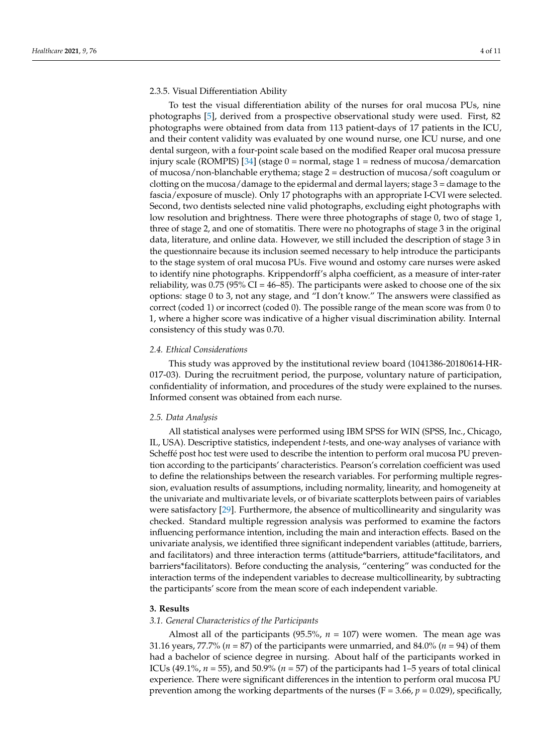#### 2.3.5. Visual Differentiation Ability

To test the visual differentiation ability of the nurses for oral mucosa PUs, nine photographs [5], derived from a prospective observational study were used. First, 82 photographs were obtained from data from 113 patient-days of 17 patients in the ICU, and their content validity was evaluated by one wound nurse, one ICU nurse, and one dental surgeon, with a four-point scale based on the modified Reaper oral mucosa pressure injury scale (ROMPIS) [34] (stage 0 = normal, stage 1 = redness of mucosa/demarcation of mucosa/non-blanchable erythema; stage 2 = destruction of mucosa/soft coagulum or clotting on the mucosa/damage to the epidermal and dermal layers; stage 3 = damage to the fascia/exposure of muscle). Only 17 photographs with an appropriate I-CVI were selected. Second, two dentists selected nine valid photographs, excluding eight photographs with low resolution and brightness. There were three photographs of stage 0, two of stage 1, three of stage 2, and one of stomatitis. There were no photographs of stage 3 in the original data, literature, and online data. However, we still included the description of stage 3 in the questionnaire because its inclusion seemed necessary to help introduce the participants to the stage system of oral mucosa PUs. Five wound and ostomy care nurses were asked to identify nine photographs. Krippendorff's alpha coefficient, as a measure of inter-rater reliability, was 0.75 (95% CI = 46–85). The participants were asked to choose one of the six options: stage 0 to 3, not any stage, and "I don't know." The answers were classified as correct (coded 1) or incorrect (coded 0). The possible range of the mean score was from 0 to 1, where a higher score was indicative of a higher visual discrimination ability. Internal consistency of this study was 0.70.

### *2.4. Ethical Considerations*

This study was approved by the institutional review board (1041386-20180614-HR-017-03). During the recruitment period, the purpose, voluntary nature of participation, confidentiality of information, and procedures of the study were explained to the nurses. Informed consent was obtained from each nurse.

### *2.5. Data Analysis*

All statistical analyses were performed using IBM SPSS for WIN (SPSS, Inc., Chicago, IL, USA). Descriptive statistics, independent *t*-tests, and one-way analyses of variance with Scheffé post hoc test were used to describe the intention to perform oral mucosa PU prevention according to the participants' characteristics. Pearson's correlation coefficient was used to define the relationships between the research variables. For performing multiple regression, evaluation results of assumptions, including normality, linearity, and homogeneity at the univariate and multivariate levels, or of bivariate scatterplots between pairs of variables were satisfactory [29]. Furthermore, the absence of multicollinearity and singularity was checked. Standard multiple regression analysis was performed to examine the factors influencing performance intention, including the main and interaction effects. Based on the univariate analysis, we identified three significant independent variables (attitude, barriers, and facilitators) and three interaction terms (attitude*barriers, attitude*facilitators, and barriers*facilitators). Before conducting the analysis, "centering" was conducted for the interaction terms of the independent variables to decrease multicollinearity, by subtracting the participants' score from the mean score of each independent variable.

## 3. Results

### *3.1. General Characteristics of the Participants*

Almost all of the participants (95.5%, $n = 107$) were women. The mean age was 31.16 years, 77.7% ($n = 87$) of the participants were unmarried, and 84.0% ($n = 94$) of them had a bachelor of science degree in nursing. About half of the participants worked in ICUs (49.1%, $n = 55$), and 50.9% ($n = 57$) of the participants had 1–5 years of total clinical experience. There were significant differences in the intention to perform oral mucosa PU prevention among the working departments of the nurses ($F = 3.66$, $p = 0.029$), specifically,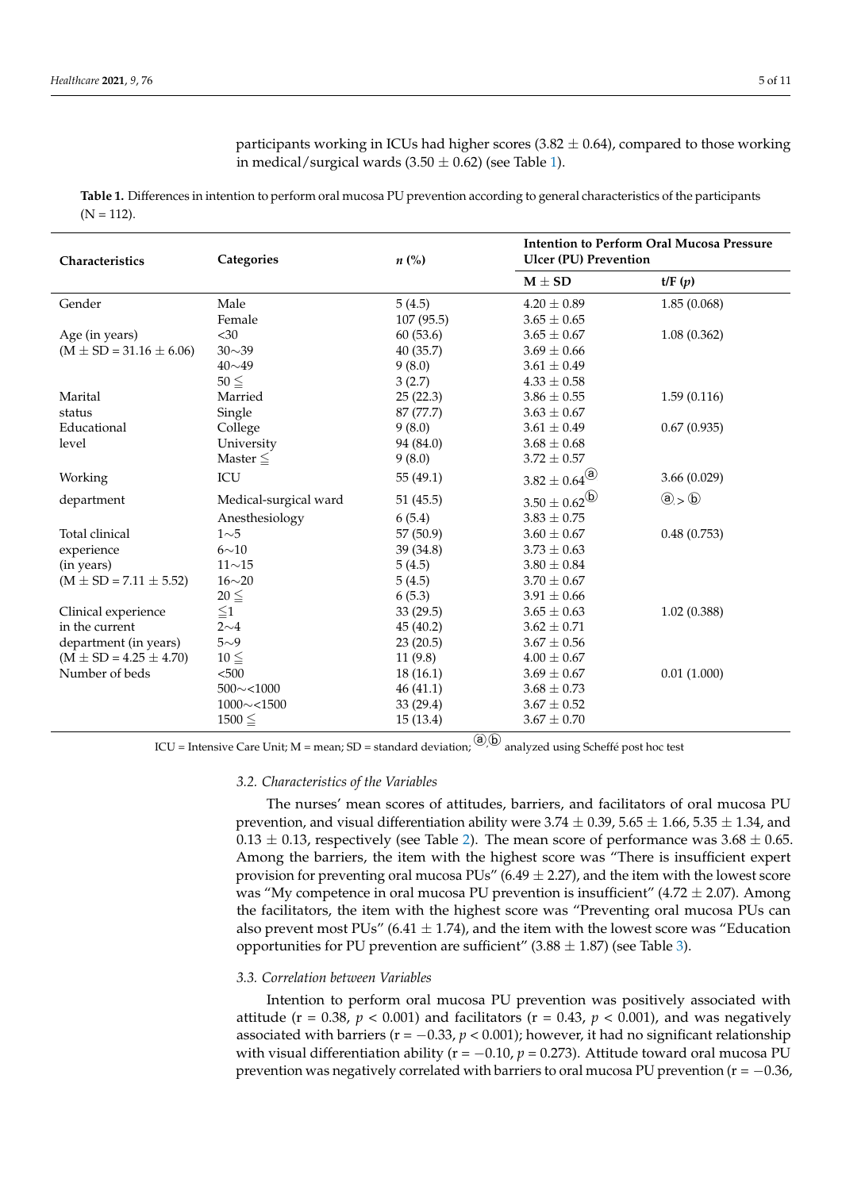participants working in ICUs had higher scores (3.82 ± 0.64), compared to those working in medical/surgical wards (3.50 ± 0.62) (see Table 1).

**Table 1.** Differences in intention to perform oral mucosa PU prevention according to general characteristics of the participants (N = 112).

| Characteristics | Categories | *n* (%) | Intention to Perform Oral Mucosa Pressure Ulcer (PU) Prevention | |
|---|---|---|---|---|
| | | | M ± SD | t/F (*p*) |
| Gender | Male | 5 (4.5) | 4.20 ± 0.89 | 1.85 (0.068) |
| | Female | 107 (95.5) | 3.65 ± 0.65 | |
| Age (in years) (M ± SD = 31.16 ± 6.06) | <30 | 60 (53.6) | 3.65 ± 0.67 | 1.08 (0.362) |
| | 30∼39 | 40 (35.7) | 3.69 ± 0.66 | |
| | 40∼49 | 9 (8.0) | 3.61 ± 0.49 | |
| | 50 ≦ | 3 (2.7) | 4.33 ± 0.58 | |
| Marital status | Married | 25 (22.3) | 3.86 ± 0.55 | 1.59 (0.116) |
| | Single | 87 (77.7) | 3.63 ± 0.67 | |
| Educational level | College | 9 (8.0) | 3.61 ± 0.49 | 0.67 (0.935) |
| | University | 94 (84.0) | 3.68 ± 0.68 | |
| | Master ≦ | 9 (8.0) | 3.72 ± 0.57 | |
| Working department | ICU | 55 (49.1) | 3.82 ± 0.64 ⓐ | 3.66 (0.029) |
| | Medical-surgical ward | 51 (45.5) | 3.50 ± 0.62 ⓑ | ⓐ > ⓑ |
| | Anesthesiology | 6 (5.4) | 3.83 ± 0.75 | |
| Total clinical experience (in years) (M ± SD = 7.11 ± 5.52) | 1∼5 | 57 (50.9) | 3.60 ± 0.67 | 0.48 (0.753) |
| | 6∼10 | 39 (34.8) | 3.73 ± 0.63 | |
| | 11∼15 | 5 (4.5) | 3.80 ± 0.84 | |
| | 16∼20 | 5 (4.5) | 3.70 ± 0.67 | |
| | 20 ≦ | 6 (5.3) | 3.91 ± 0.66 | |
| Clinical experience in the current department (in years) (M ± SD = 4.25 ± 4.70) | ≦1 | 33 (29.5) | 3.65 ± 0.63 | 1.02 (0.388) |
| | 2∼4 | 45 (40.2) | 3.62 ± 0.71 | |
| | 5∼9 | 23 (20.5) | 3.67 ± 0.56 | |
| | 10 ≦ | 11 (9.8) | 4.00 ± 0.67 | |
| Number of beds | <500 | 18 (16.1) | 3.69 ± 0.67 | 0.01 (1.000) |
| | 500∼<1000 | 46 (41.1) | 3.68 ± 0.73 | |
| | 1000∼<1500 | 33 (29.4) | 3.67 ± 0.52 | |
| | 1500 ≦ | 15 (13.4) | 3.67 ± 0.70 | |

ICU = Intensive Care Unit; M = mean; SD = standard deviation; ⓐ,ⓑ analyzed using Scheffé post hoc test

### *3.2. Characteristics of the Variables*

The nurses' mean scores of attitudes, barriers, and facilitators of oral mucosa PU prevention, and visual differentiation ability were 3.74 ± 0.39, 5.65 ± 1.66, 5.35 ± 1.34, and 0.13 ± 0.13, respectively (see Table 2). The mean score of performance was 3.68 ± 0.65. Among the barriers, the item with the highest score was "There is insufficient expert provision for preventing oral mucosa PUs" (6.49 ± 2.27), and the item with the lowest score was "My competence in oral mucosa PU prevention is insufficient" (4.72 ± 2.07). Among the facilitators, the item with the highest score was "Preventing oral mucosa PUs can also prevent most PUs" (6.41 ± 1.74), and the item with the lowest score was "Education opportunities for PU prevention are sufficient" (3.88 ± 1.87) (see Table 3).

### *3.3. Correlation between Variables*

Intention to perform oral mucosa PU prevention was positively associated with attitude (r = 0.38, $p < 0.001$) and facilitators (r = 0.43, $p < 0.001$), and was negatively associated with barriers (r = −0.33, $p < 0.001$); however, it had no significant relationship with visual differentiation ability (r = −0.10, $p = 0.273$). Attitude toward oral mucosa PU prevention was negatively correlated with barriers to oral mucosa PU prevention (r = −0.36,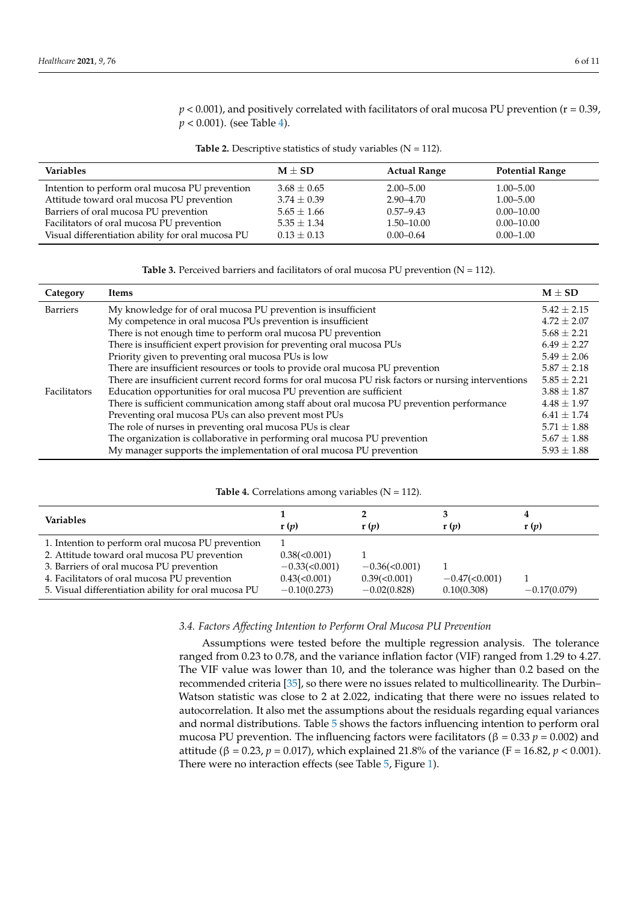$p < 0.001$), and positively correlated with facilitators of oral mucosa PU prevention ($r = 0.39$, $p < 0.001$). (see Table 4).

**Table 2.** Descriptive statistics of study variables (N = 112).

| Variables | M ± SD | Actual Range | Potential Range |
|---|---|---|---|
| Intention to perform oral mucosa PU prevention | 3.68 ± 0.65 | 2.00–5.00 | 1.00–5.00 |
| Attitude toward oral mucosa PU prevention | 3.74 ± 0.39 | 2.90–4.70 | 1.00–5.00 |
| Barriers of oral mucosa PU prevention | 5.65 ± 1.66 | 0.57–9.43 | 0.00–10.00 |
| Facilitators of oral mucosa PU prevention | 5.35 ± 1.34 | 1.50–10.00 | 0.00–10.00 |
| Visual differentiation ability for oral mucosa PU | 0.13 ± 0.13 | 0.00–0.64 | 0.00–1.00 |

**Table 3.** Perceived barriers and facilitators of oral mucosa PU prevention (N = 112).

| Category | Items | M ± SD |
|---|---|---|
| Barriers | My knowledge for of oral mucosa PU prevention is insufficient | 5.42 ± 2.15 |
| | My competence in oral mucosa PUs prevention is insufficient | 4.72 ± 2.07 |
| | There is not enough time to perform oral mucosa PU prevention | 5.68 ± 2.21 |
| | There is insufficient expert provision for preventing oral mucosa PUs | 6.49 ± 2.27 |
| | Priority given to preventing oral mucosa PUs is low | 5.49 ± 2.06 |
| | There are insufficient resources or tools to provide oral mucosa PU prevention | 5.87 ± 2.18 |
| | There are insufficient current record forms for oral mucosa PU risk factors or nursing interventions | 5.85 ± 2.21 |
| Facilitators | Education opportunities for oral mucosa PU prevention are sufficient | 3.88 ± 1.87 |
| | There is sufficient communication among staff about oral mucosa PU prevention performance | 4.48 ± 1.97 |
| | Preventing oral mucosa PUs can also prevent most PUs | 6.41 ± 1.74 |
| | The role of nurses in preventing oral mucosa PUs is clear | 5.71 ± 1.88 |
| | The organization is collaborative in performing oral mucosa PU prevention | 5.67 ± 1.88 |
| | My manager supports the implementation of oral mucosa PU prevention | 5.93 ± 1.88 |

**Table 4.** Correlations among variables (N = 112).

| Variables | 1<br>r (*p*) | 2<br>r (*p*) | 3<br>r (*p*) | 4<br>r (*p*) |
|---|---|---|---|---|
| 1. Intention to perform oral mucosa PU prevention | 1 | | | |
| 2. Attitude toward oral mucosa PU prevention | 0.38(<0.001) | 1 | | |
| 3. Barriers of oral mucosa PU prevention | −0.33(<0.001) | −0.36(<0.001) | 1 | |
| 4. Facilitators of oral mucosa PU prevention | 0.43(<0.001) | 0.39(<0.001) | −0.47(<0.001) | 1 |
| 5. Visual differentiation ability for oral mucosa PU | −0.10(0.273) | −0.02(0.828) | 0.10(0.308) | −0.17(0.079) |

### *3.4. Factors Affecting Intention to Perform Oral Mucosa PU Prevention*

Assumptions were tested before the multiple regression analysis. The tolerance ranged from 0.23 to 0.78, and the variance inflation factor (VIF) ranged from 1.29 to 4.27. The VIF value was lower than 10, and the tolerance was higher than 0.2 based on the recommended criteria [35], so there were no issues related to multicollinearity. The Durbin–Watson statistic was close to 2 at 2.022, indicating that there were no issues related to autocorrelation. It also met the assumptions about the residuals regarding equal variances and normal distributions. Table 5 shows the factors influencing intention to perform oral mucosa PU prevention. The influencing factors were facilitators ($\beta = 0.33$ $p = 0.002$) and attitude ($\beta = 0.23$, $p = 0.017$), which explained 21.8% of the variance ($F = 16.82$, $p < 0.001$). There were no interaction effects (see Table 5, Figure 1).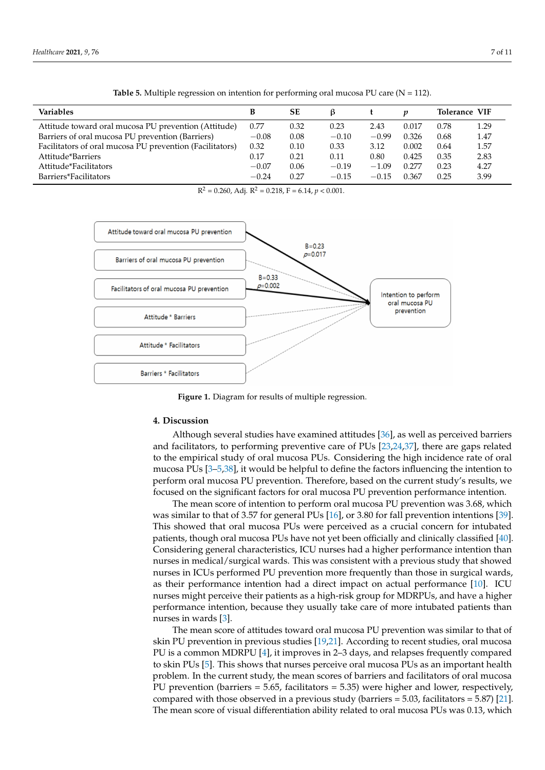**Table 5.** Multiple regression on intention for performing oral mucosa PU care (N = 112).

| Variables | B | SE | β | t | *p* | Tolerance | VIF |
|---|---|---|---|---|---|---|---|
| Attitude toward oral mucosa PU prevention (Attitude) | 0.77 | 0.32 | 0.23 | 2.43 | 0.017 | 0.78 | 1.29 |
| Barriers of oral mucosa PU prevention (Barriers) | −0.08 | 0.08 | −0.10 | −0.99 | 0.326 | 0.68 | 1.47 |
| Facilitators of oral mucosa PU prevention (Facilitators) | 0.32 | 0.10 | 0.33 | 3.12 | 0.002 | 0.64 | 1.57 |
| Attitude*Barriers | 0.17 | 0.21 | 0.11 | 0.80 | 0.425 | 0.35 | 2.83 |
| Attitude*Facilitators | −0.07 | 0.06 | −0.19 | −1.09 | 0.277 | 0.23 | 4.27 |
| Barriers*Facilitators | −0.24 | 0.27 | −0.15 | −0.15 | 0.367 | 0.25 | 3.99 |

$R^2 = 0.260$, Adj. $R^2 = 0.218$, $F = 6.14$, $p < 0.001$.

**Figure 1.** Diagram for results of multiple regression.

## 4. Discussion

Although several studies have examined attitudes [36], as well as perceived barriers and facilitators, to performing preventive care of PUs [23,24,37], there are gaps related to the empirical study of oral mucosa PUs. Considering the high incidence rate of oral mucosa PUs [3–5,38], it would be helpful to define the factors influencing the intention to perform oral mucosa PU prevention. Therefore, based on the current study's results, we focused on the significant factors for oral mucosa PU prevention performance intention.

The mean score of intention to perform oral mucosa PU prevention was 3.68, which was similar to that of 3.57 for general PUs [16], or 3.80 for fall prevention intentions [39]. This showed that oral mucosa PUs were perceived as a crucial concern for intubated patients, though oral mucosa PUs have not yet been officially and clinically classified [40]. Considering general characteristics, ICU nurses had a higher performance intention than nurses in medical/surgical wards. This was consistent with a previous study that showed nurses in ICUs performed PU prevention more frequently than those in surgical wards, as their performance intention had a direct impact on actual performance [10]. ICU nurses might perceive their patients as a high-risk group for MDRPUs, and have a higher performance intention, because they usually take care of more intubated patients than nurses in wards [3].

The mean score of attitudes toward oral mucosa PU prevention was similar to that of skin PU prevention in previous studies [19,21]. According to recent studies, oral mucosa PU is a common MDRPU [4], it improves in 2–3 days, and relapses frequently compared to skin PUs [5]. This shows that nurses perceive oral mucosa PUs as an important health problem. In the current study, the mean scores of barriers and facilitators of oral mucosa PU prevention (barriers = 5.65, facilitators = 5.35) were higher and lower, respectively, compared with those observed in a previous study (barriers = 5.03, facilitators = 5.87) [21]. The mean score of visual differentiation ability related to oral mucosa PUs was 0.13, which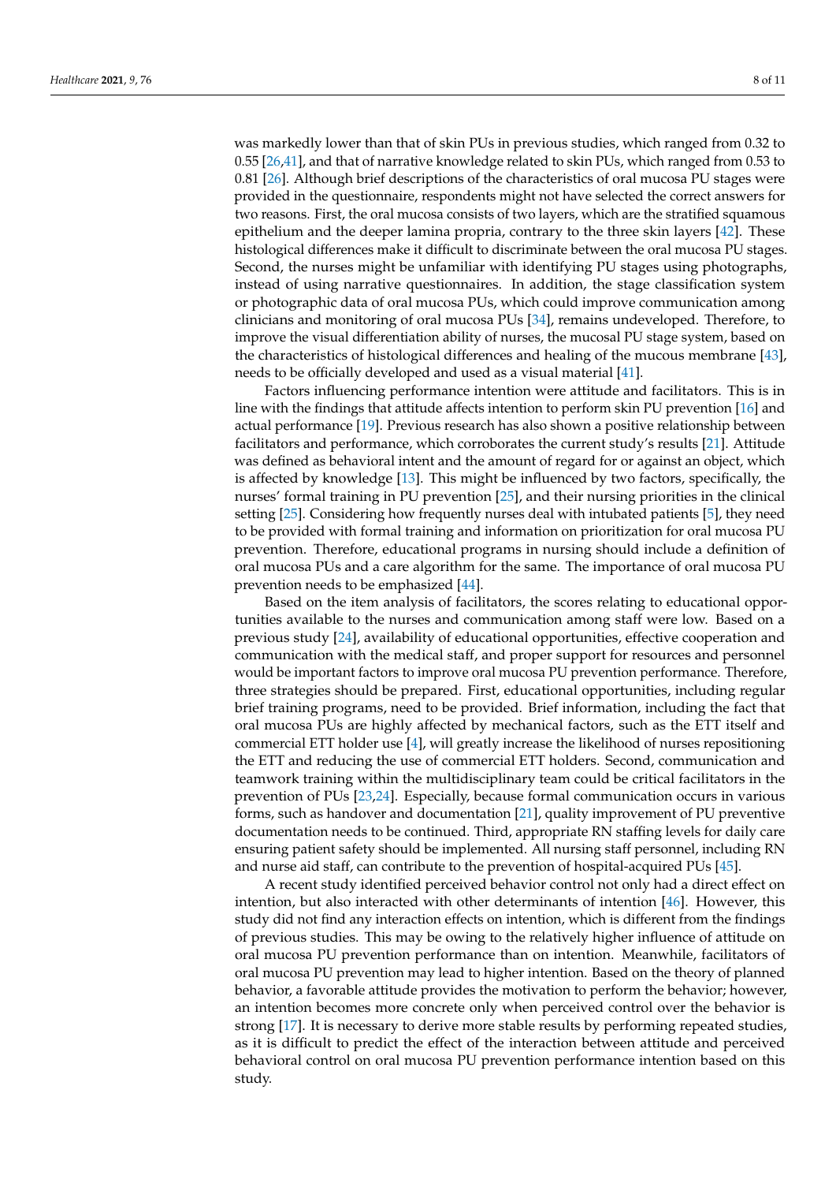was markedly lower than that of skin PUs in previous studies, which ranged from 0.32 to 0.55 [26,41], and that of narrative knowledge related to skin PUs, which ranged from 0.53 to 0.81 [26]. Although brief descriptions of the characteristics of oral mucosa PU stages were provided in the questionnaire, respondents might not have selected the correct answers for two reasons. First, the oral mucosa consists of two layers, which are the stratified squamous epithelium and the deeper lamina propria, contrary to the three skin layers [42]. These histological differences make it difficult to discriminate between the oral mucosa PU stages. Second, the nurses might be unfamiliar with identifying PU stages using photographs, instead of using narrative questionnaires. In addition, the stage classification system or photographic data of oral mucosa PUs, which could improve communication among clinicians and monitoring of oral mucosa PUs [34], remains undeveloped. Therefore, to improve the visual differentiation ability of nurses, the mucosal PU stage system, based on the characteristics of histological differences and healing of the mucous membrane [43], needs to be officially developed and used as a visual material [41].

Factors influencing performance intention were attitude and facilitators. This is in line with the findings that attitude affects intention to perform skin PU prevention [16] and actual performance [19]. Previous research has also shown a positive relationship between facilitators and performance, which corroborates the current study's results [21]. Attitude was defined as behavioral intent and the amount of regard for or against an object, which is affected by knowledge [13]. This might be influenced by two factors, specifically, the nurses' formal training in PU prevention [25], and their nursing priorities in the clinical setting [25]. Considering how frequently nurses deal with intubated patients [5], they need to be provided with formal training and information on prioritization for oral mucosa PU prevention. Therefore, educational programs in nursing should include a definition of oral mucosa PUs and a care algorithm for the same. The importance of oral mucosa PU prevention needs to be emphasized [44].

Based on the item analysis of facilitators, the scores relating to educational opportunities available to the nurses and communication among staff were low. Based on a previous study [24], availability of educational opportunities, effective cooperation and communication with the medical staff, and proper support for resources and personnel would be important factors to improve oral mucosa PU prevention performance. Therefore, three strategies should be prepared. First, educational opportunities, including regular brief training programs, need to be provided. Brief information, including the fact that oral mucosa PUs are highly affected by mechanical factors, such as the ETT itself and commercial ETT holder use [4], will greatly increase the likelihood of nurses repositioning the ETT and reducing the use of commercial ETT holders. Second, communication and teamwork training within the multidisciplinary team could be critical facilitators in the prevention of PUs [23,24]. Especially, because formal communication occurs in various forms, such as handover and documentation [21], quality improvement of PU preventive documentation needs to be continued. Third, appropriate RN staffing levels for daily care ensuring patient safety should be implemented. All nursing staff personnel, including RN and nurse aid staff, can contribute to the prevention of hospital-acquired PUs [45].

A recent study identified perceived behavior control not only had a direct effect on intention, but also interacted with other determinants of intention [46]. However, this study did not find any interaction effects on intention, which is different from the findings of previous studies. This may be owing to the relatively higher influence of attitude on oral mucosa PU prevention performance than on intention. Meanwhile, facilitators of oral mucosa PU prevention may lead to higher intention. Based on the theory of planned behavior, a favorable attitude provides the motivation to perform the behavior; however, an intention becomes more concrete only when perceived control over the behavior is strong [17]. It is necessary to derive more stable results by performing repeated studies, as it is difficult to predict the effect of the interaction between attitude and perceived behavioral control on oral mucosa PU prevention performance intention based on this study.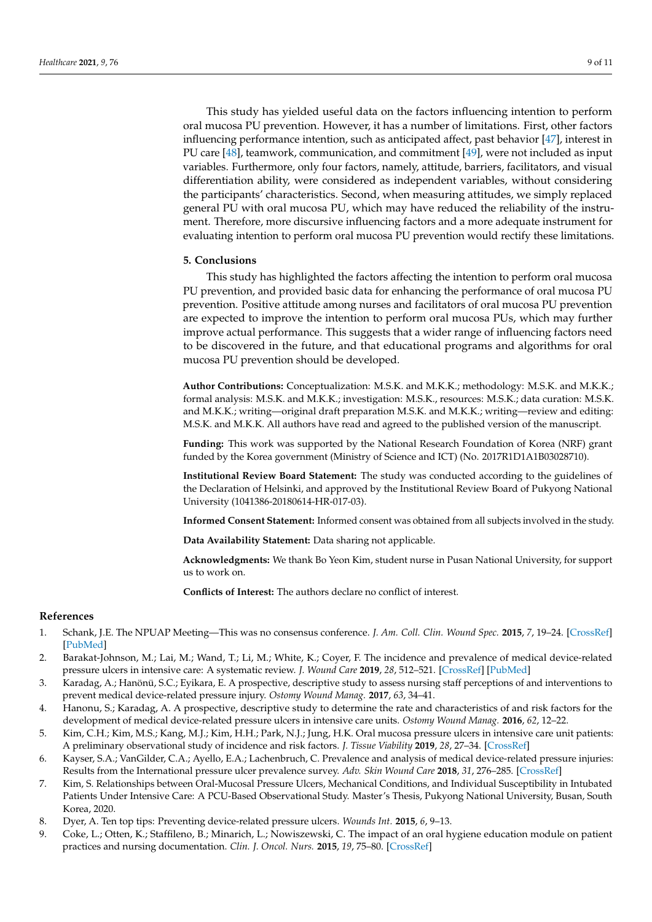This study has yielded useful data on the factors influencing intention to perform oral mucosa PU prevention. However, it has a number of limitations. First, other factors influencing performance intention, such as anticipated affect, past behavior [47], interest in PU care [48], teamwork, communication, and commitment [49], were not included as input variables. Furthermore, only four factors, namely, attitude, barriers, facilitators, and visual differentiation ability, were considered as independent variables, without considering the participants' characteristics. Second, when measuring attitudes, we simply replaced general PU with oral mucosa PU, which may have reduced the reliability of the instrument. Therefore, more discursive influencing factors and a more adequate instrument for evaluating intention to perform oral mucosa PU prevention would rectify these limitations.

## 5. Conclusions

This study has highlighted the factors affecting the intention to perform oral mucosa PU prevention, and provided basic data for enhancing the performance of oral mucosa PU prevention. Positive attitude among nurses and facilitators of oral mucosa PU prevention are expected to improve the intention to perform oral mucosa PUs, which may further improve actual performance. This suggests that a wider range of influencing factors need to be discovered in the future, and that educational programs and algorithms for oral mucosa PU prevention should be developed.

**Author Contributions:** Conceptualization: M.S.K. and M.K.K.; methodology: M.S.K. and M.K.K.; formal analysis: M.S.K. and M.K.K.; investigation: M.S.K.; resources: M.S.K.; data curation: M.S.K. and M.K.K.; writing—original draft preparation M.S.K. and M.K.K.; writing—review and editing: M.S.K. and M.K.K. All authors have read and agreed to the published version of the manuscript.

**Funding:** This work was supported by the National Research Foundation of Korea (NRF) grant funded by the Korea government (Ministry of Science and ICT) (No. 2017R1D1A1B03028710).

**Institutional Review Board Statement:** The study was conducted according to the guidelines of the Declaration of Helsinki, and approved by the Institutional Review Board of Pukyong National University (1041386-20180614-HR-017-03).

**Informed Consent Statement:** Informed consent was obtained from all subjects involved in the study.

**Data Availability Statement:** Data sharing not applicable.

**Acknowledgments:** We thank Bo Yeon Kim, student nurse in Pusan National University, for support us to work on.

**Conflicts of Interest:** The authors declare no conflict of interest.

## References

1. Schank, J.E. The NPUAP Meeting—This was no consensus conference. *J. Am. Coll. Clin. Wound Spec.* **2015**, *7*, 19–24. [CrossRef] [PubMed]
2. Barakat-Johnson, M.; Lai, M.; Wand, T.; Li, M.; White, K.; Coyer, F. The incidence and prevalence of medical device-related pressure ulcers in intensive care: A systematic review. *J. Wound Care* **2019**, *28*, 512–521. [CrossRef] [PubMed]
3. Karadag, A.; Hanönü, S.C.; Eyikara, E. A prospective, descriptive study to assess nursing staff perceptions of and interventions to prevent medical device-related pressure injury. *Ostomy Wound Manag.* **2017**, *63*, 34–41.
4. Hanonu, S.; Karadag, A. A prospective, descriptive study to determine the rate and characteristics of and risk factors for the development of medical device-related pressure ulcers in intensive care units. *Ostomy Wound Manag.* **2016**, *62*, 12–22.
5. Kim, C.H.; Kim, M.S.; Kang, M.J.; Kim, H.H.; Park, N.J.; Jung, H.K. Oral mucosa pressure ulcers in intensive care unit patients: A preliminary observational study of incidence and risk factors. *J. Tissue Viability* **2019**, *28*, 27–34. [CrossRef]
6. Kayser, S.A.; VanGilder, C.A.; Ayello, E.A.; Lachenbruch, C. Prevalence and analysis of medical device-related pressure injuries: Results from the International pressure ulcer prevalence survey. *Adv. Skin Wound Care* **2018**, *31*, 276–285. [CrossRef]
7. Kim, S. Relationships between Oral-Mucosal Pressure Ulcers, Mechanical Conditions, and Individual Susceptibility in Intubated Patients Under Intensive Care: A PCU-Based Observational Study. Master's Thesis, Pukyong National University, Busan, South Korea, 2020.
8. Dyer, A. Ten top tips: Preventing device-related pressure ulcers. *Wounds Int.* **2015**, *6*, 9–13.
9. Coke, L.; Otten, K.; Staffileno, B.; Minarich, L.; Nowiszewski, C. The impact of an oral hygiene education module on patient practices and nursing documentation. *Clin. J. Oncol. Nurs.* **2015**, *19*, 75–80. [CrossRef]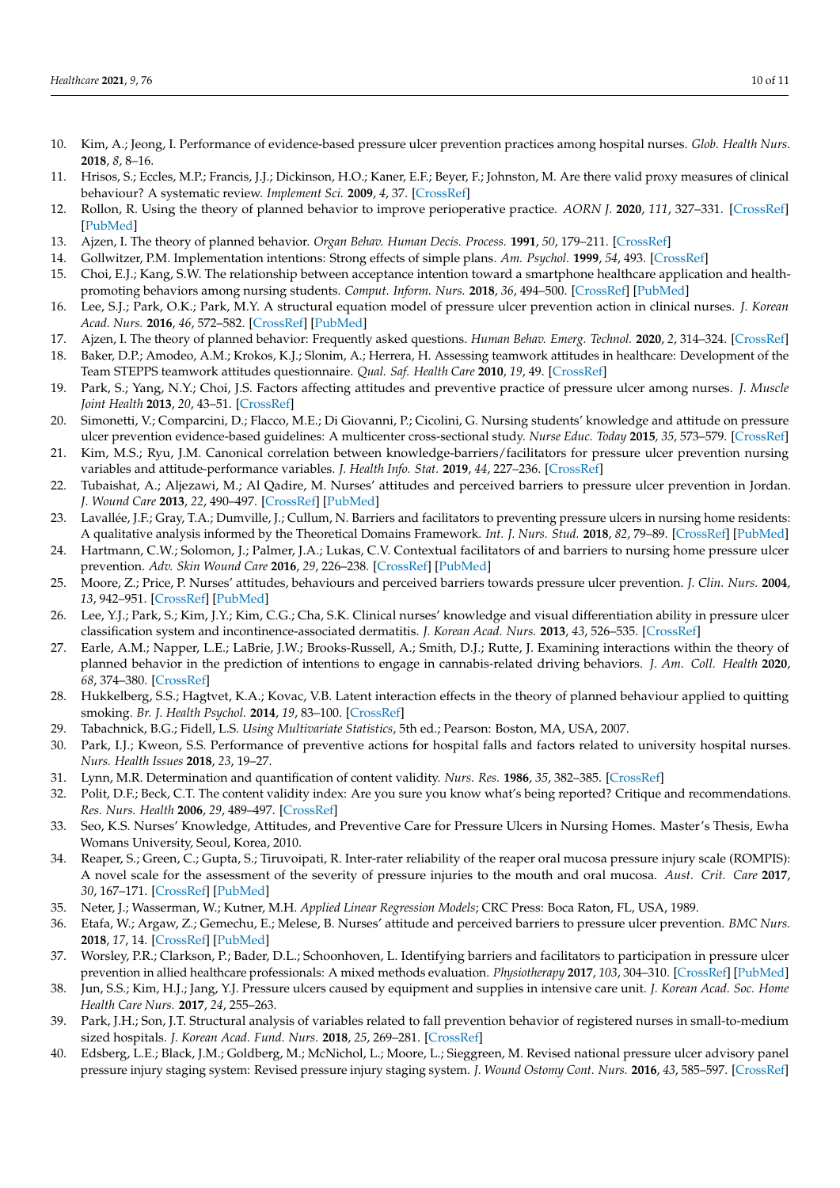10. Kim, A.; Jeong, I. Performance of evidence-based pressure ulcer prevention practices among hospital nurses. *Glob. Health Nurs.* **2018**, *8*, 8–16.
11. Hrisos, S.; Eccles, M.P.; Francis, J.J.; Dickinson, H.O.; Kaner, E.F.; Beyer, F.; Johnston, M. Are there valid proxy measures of clinical behaviour? A systematic review. *Implement Sci.* **2009**, *4*, 37. [CrossRef]
12. Rollon, R. Using the theory of planned behavior to improve perioperative practice. *AORN J.* **2020**, *111*, 327–331. [CrossRef] [PubMed]
13. Ajzen, I. The theory of planned behavior. *Organ Behav. Human Decis. Process.* **1991**, *50*, 179–211. [CrossRef]
14. Gollwitzer, P.M. Implementation intentions: Strong effects of simple plans. *Am. Psychol.* **1999**, *54*, 493. [CrossRef]
15. Choi, E.J.; Kang, S.W. The relationship between acceptance intention toward a smartphone healthcare application and health-promoting behaviors among nursing students. *Comput. Inform. Nurs.* **2018**, *36*, 494–500. [CrossRef] [PubMed]
16. Lee, S.J.; Park, O.K.; Park, M.Y. A structural equation model of pressure ulcer prevention action in clinical nurses. *J. Korean Acad. Nurs.* **2016**, *46*, 572–582. [CrossRef] [PubMed]
17. Ajzen, I. The theory of planned behavior: Frequently asked questions. *Human Behav. Emerg. Technol.* **2020**, *2*, 314–324. [CrossRef]
18. Baker, D.P.; Amodeo, A.M.; Krokos, K.J.; Slonim, A.; Herrera, H. Assessing teamwork attitudes in healthcare: Development of the Team STEPPS teamwork attitudes questionnaire. *Qual. Saf. Health Care* **2010**, *19*, 49. [CrossRef]
19. Park, S.; Yang, N.Y.; Choi, J.S. Factors affecting attitudes and preventive practice of pressure ulcer among nurses. *J. Muscle Joint Health* **2013**, *20*, 43–51. [CrossRef]
20. Simonetti, V.; Comparcini, D.; Flacco, M.E.; Di Giovanni, P.; Cicolini, G. Nursing students' knowledge and attitude on pressure ulcer prevention evidence-based guidelines: A multicenter cross-sectional study. *Nurse Educ. Today* **2015**, *35*, 573–579. [CrossRef]
21. Kim, M.S.; Ryu, J.M. Canonical correlation between knowledge-barriers/facilitators for pressure ulcer prevention nursing variables and attitude-performance variables. *J. Health Info. Stat.* **2019**, *44*, 227–236. [CrossRef]
22. Tubaishat, A.; Aljezawi, M.; Al Qadire, M. Nurses' attitudes and perceived barriers to pressure ulcer prevention in Jordan. *J. Wound Care* **2013**, *22*, 490–497. [CrossRef] [PubMed]
23. Lavallée, J.F.; Gray, T.A.; Dumville, J.; Cullum, N. Barriers and facilitators to preventing pressure ulcers in nursing home residents: A qualitative analysis informed by the Theoretical Domains Framework. *Int. J. Nurs. Stud.* **2018**, *82*, 79–89. [CrossRef] [PubMed]
24. Hartmann, C.W.; Solomon, J.; Palmer, J.A.; Lukas, C.V. Contextual facilitators of and barriers to nursing home pressure ulcer prevention. *Adv. Skin Wound Care* **2016**, *29*, 226–238. [CrossRef] [PubMed]
25. Moore, Z.; Price, P. Nurses' attitudes, behaviours and perceived barriers towards pressure ulcer prevention. *J. Clin. Nurs.* **2004**, *13*, 942–951. [CrossRef] [PubMed]
26. Lee, Y.J.; Park, S.; Kim, J.Y.; Kim, C.G.; Cha, S.K. Clinical nurses' knowledge and visual differentiation ability in pressure ulcer classification system and incontinence-associated dermatitis. *J. Korean Acad. Nurs.* **2013**, *43*, 526–535. [CrossRef]
27. Earle, A.M.; Napper, L.E.; LaBrie, J.W.; Brooks-Russell, A.; Smith, D.J.; Rutte, J. Examining interactions within the theory of planned behavior in the prediction of intentions to engage in cannabis-related driving behaviors. *J. Am. Coll. Health* **2020**, *68*, 374–380. [CrossRef]
28. Hukkelberg, S.S.; Hagtvet, K.A.; Kovac, V.B. Latent interaction effects in the theory of planned behaviour applied to quitting smoking. *Br. J. Health Psychol.* **2014**, *19*, 83–100. [CrossRef]
29. Tabachnick, B.G.; Fidell, L.S. *Using Multivariate Statistics*, 5th ed.; Pearson: Boston, MA, USA, 2007.
30. Park, I.J.; Kweon, S.S. Performance of preventive actions for hospital falls and factors related to university hospital nurses. *Nurs. Health Issues* **2018**, *23*, 19–27.
31. Lynn, M.R. Determination and quantification of content validity. *Nurs. Res.* **1986**, *35*, 382–385. [CrossRef]
32. Polit, D.F.; Beck, C.T. The content validity index: Are you sure you know what's being reported? Critique and recommendations. *Res. Nurs. Health* **2006**, *29*, 489–497. [CrossRef]
33. Seo, K.S. Nurses' Knowledge, Attitudes, and Preventive Care for Pressure Ulcers in Nursing Homes. Master's Thesis, Ewha Womans University, Seoul, Korea, 2010.
34. Reaper, S.; Green, C.; Gupta, S.; Tiruvoipati, R. Inter-rater reliability of the reaper oral mucosa pressure injury scale (ROMPIS): A novel scale for the assessment of the severity of pressure injuries to the mouth and oral mucosa. *Aust. Crit. Care* **2017**, *30*, 167–171. [CrossRef] [PubMed]
35. Neter, J.; Wasserman, W.; Kutner, M.H. *Applied Linear Regression Models*; CRC Press: Boca Raton, FL, USA, 1989.
36. Etafa, W.; Argaw, Z.; Gemechu, E.; Melese, B. Nurses' attitude and perceived barriers to pressure ulcer prevention. *BMC Nurs.* **2018**, *17*, 14. [CrossRef] [PubMed]
37. Worsley, P.R.; Clarkson, P.; Bader, D.L.; Schoonhoven, L. Identifying barriers and facilitators to participation in pressure ulcer prevention in allied healthcare professionals: A mixed methods evaluation. *Physiotherapy* **2017**, *103*, 304–310. [CrossRef] [PubMed]
38. Jun, S.S.; Kim, H.J.; Jang, Y.J. Pressure ulcers caused by equipment and supplies in intensive care unit. *J. Korean Acad. Soc. Home Health Care Nurs.* **2017**, *24*, 255–263.
39. Park, J.H.; Son, J.T. Structural analysis of variables related to fall prevention behavior of registered nurses in small-to-medium sized hospitals. *J. Korean Acad. Fund. Nurs.* **2018**, *25*, 269–281. [CrossRef]
40. Edsberg, L.E.; Black, J.M.; Goldberg, M.; McNichol, L.; Moore, L.; Sieggreen, M. Revised national pressure ulcer advisory panel pressure injury staging system: Revised pressure injury staging system. *J. Wound Ostomy Cont. Nurs.* **2016**, *43*, 585–597. [CrossRef]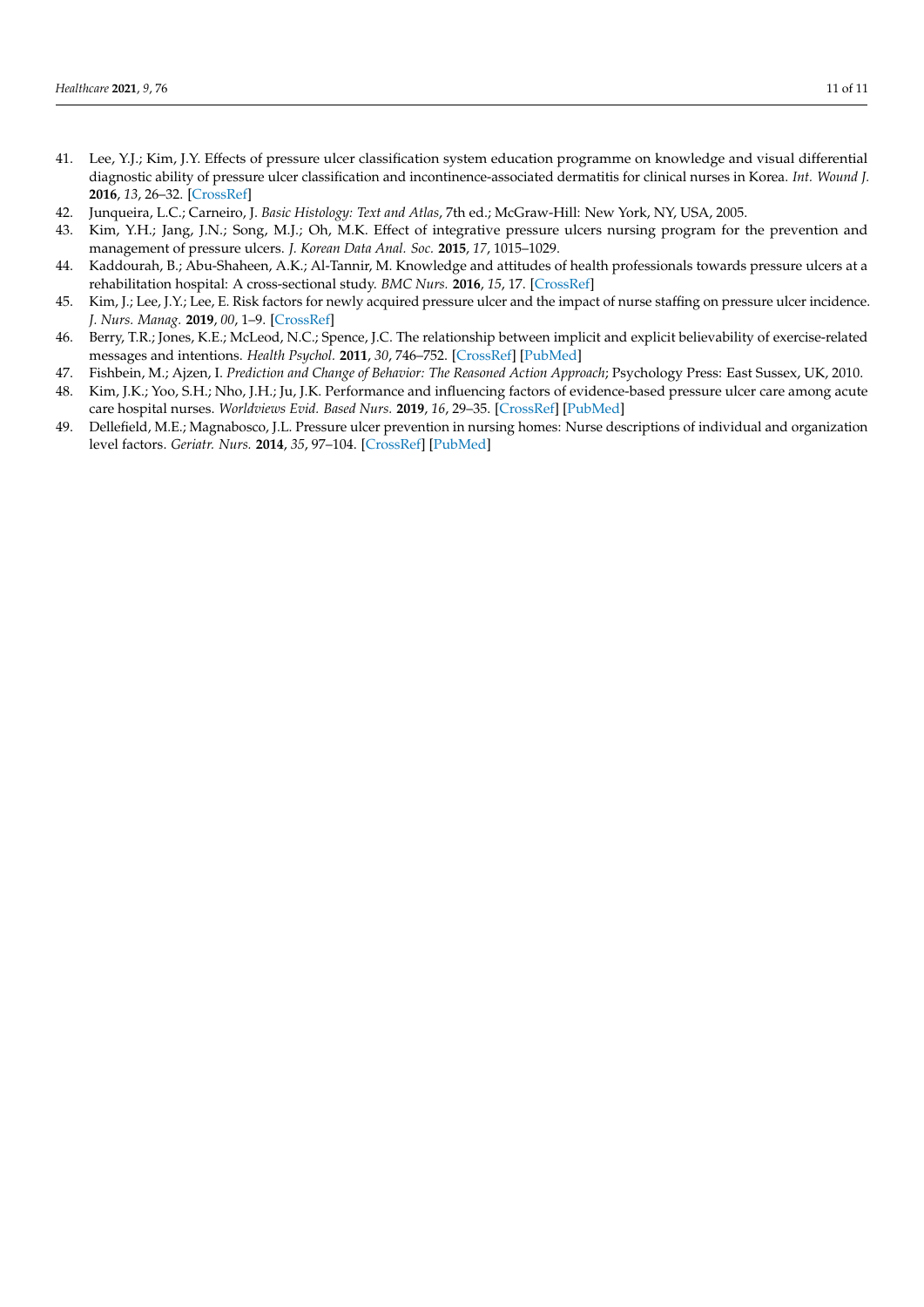41. Lee, Y.J.; Kim, J.Y. Effects of pressure ulcer classification system education programme on knowledge and visual differential diagnostic ability of pressure ulcer classification and incontinence-associated dermatitis for clinical nurses in Korea. *Int. Wound J.* **2016**, *13*, 26–32. [CrossRef]
42. Junqueira, L.C.; Carneiro, J. *Basic Histology: Text and Atlas*, 7th ed.; McGraw-Hill: New York, NY, USA, 2005.
43. Kim, Y.H.; Jang, J.N.; Song, M.J.; Oh, M.K. Effect of integrative pressure ulcers nursing program for the prevention and management of pressure ulcers. *J. Korean Data Anal. Soc.* **2015**, *17*, 1015–1029.
44. Kaddourah, B.; Abu-Shaheen, A.K.; Al-Tannir, M. Knowledge and attitudes of health professionals towards pressure ulcers at a rehabilitation hospital: A cross-sectional study. *BMC Nurs.* **2016**, *15*, 17. [CrossRef]
45. Kim, J.; Lee, J.Y.; Lee, E. Risk factors for newly acquired pressure ulcer and the impact of nurse staffing on pressure ulcer incidence. *J. Nurs. Manag.* **2019**, *00*, 1–9. [CrossRef]
46. Berry, T.R.; Jones, K.E.; McLeod, N.C.; Spence, J.C. The relationship between implicit and explicit believability of exercise-related messages and intentions. *Health Psychol.* **2011**, *30*, 746–752. [CrossRef] [PubMed]
47. Fishbein, M.; Ajzen, I. *Prediction and Change of Behavior: The Reasoned Action Approach*; Psychology Press: East Sussex, UK, 2010.
48. Kim, J.K.; Yoo, S.H.; Nho, J.H.; Ju, J.K. Performance and influencing factors of evidence-based pressure ulcer care among acute care hospital nurses. *Worldviews Evid. Based Nurs.* **2019**, *16*, 29–35. [CrossRef] [PubMed]
49. Dellefield, M.E.; Magnabosco, J.L. Pressure ulcer prevention in nursing homes: Nurse descriptions of individual and organization level factors. *Geriatr. Nurs.* **2014**, *35*, 97–104. [CrossRef] [PubMed]